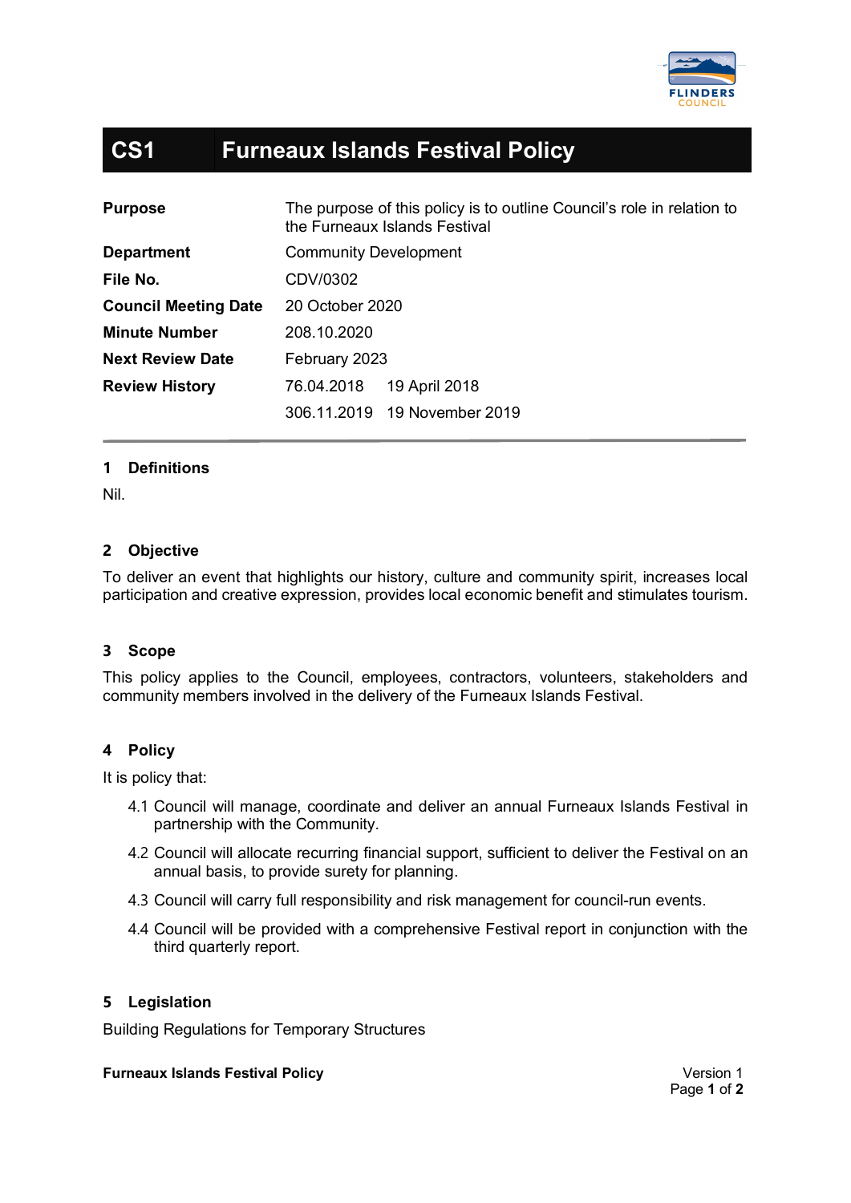# CS1 Furneaux Islands Festival Policy

| | |
|---|---|
| **Purpose** | The purpose of this policy is to outline Council's role in relation to the Furneaux Islands Festival |
| **Department** | Community Development |
| **File No.** | CDV/0302 |
| **Council Meeting Date** | 20 October 2020 |
| **Minute Number** | 208.10.2020 |
| **Next Review Date** | February 2023 |
| **Review History** | 76.04.2018 19 April 2018 |
| | 306.11.2019 19 November 2019 |

## 1 Definitions

Nil.

## 2 Objective

To deliver an event that highlights our history, culture and community spirit, increases local participation and creative expression, provides local economic benefit and stimulates tourism.

## 3 Scope

This policy applies to the Council, employees, contractors, volunteers, stakeholders and community members involved in the delivery of the Furneaux Islands Festival.

## 4 Policy

It is policy that:

4.1 Council will manage, coordinate and deliver an annual Furneaux Islands Festival in partnership with the Community.

4.2 Council will allocate recurring financial support, sufficient to deliver the Festival on an annual basis, to provide surety for planning.

4.3 Council will carry full responsibility and risk management for council-run events.

4.4 Council will be provided with a comprehensive Festival report in conjunction with the third quarterly report.

## 5 Legislation

Building Regulations for Temporary Structures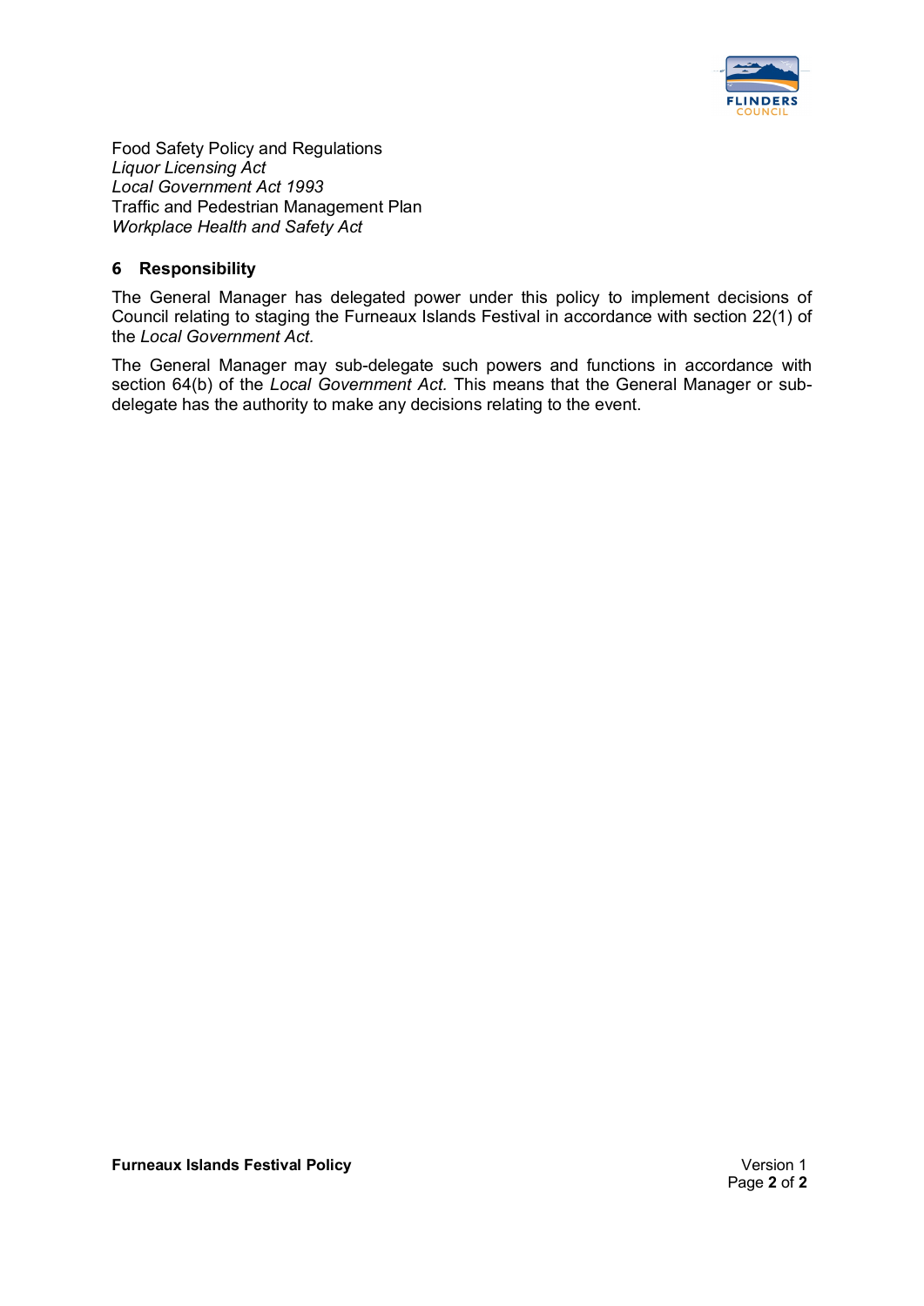Food Safety Policy and Regulations
*Liquor Licensing Act*
*Local Government Act 1993*
Traffic and Pedestrian Management Plan
*Workplace Health and Safety Act*

## 6 Responsibility

The General Manager has delegated power under this policy to implement decisions of Council relating to staging the Furneaux Islands Festival in accordance with section 22(1) of the *Local Government Act.*

The General Manager may sub-delegate such powers and functions in accordance with section 64(b) of the *Local Government Act.* This means that the General Manager or sub-delegate has the authority to make any decisions relating to the event.